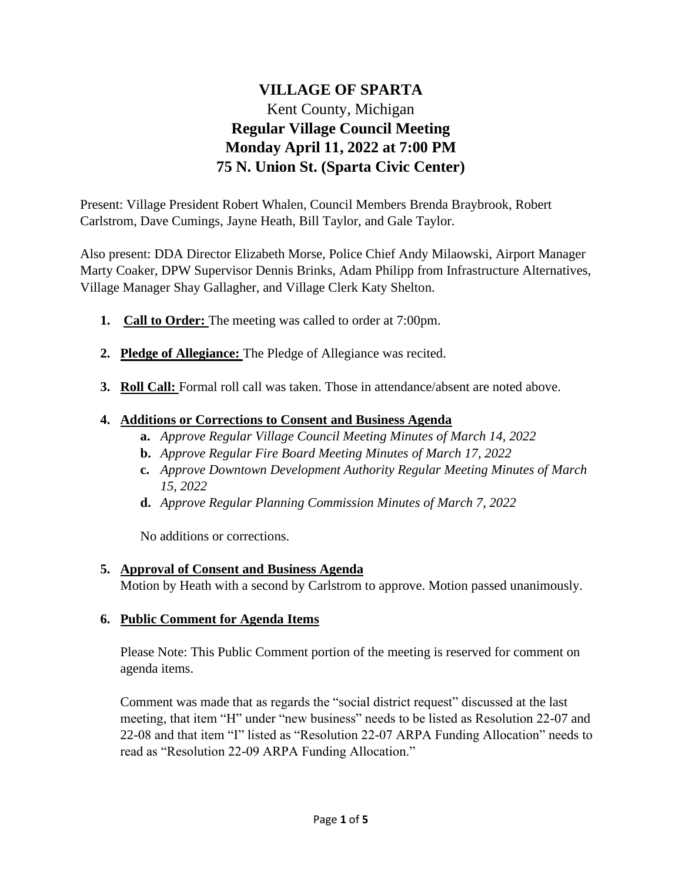# VILLAGE OF SPARTA

Kent County, Michigan

**Regular Village Council Meeting**
**Monday April 11, 2022 at 7:00 PM**
**75 N. Union St. (Sparta Civic Center)**

Present: Village President Robert Whalen, Council Members Brenda Braybrook, Robert Carlstrom, Dave Cumings, Jayne Heath, Bill Taylor, and Gale Taylor.

Also present: DDA Director Elizabeth Morse, Police Chief Andy Milaowski, Airport Manager Marty Coaker, DPW Supervisor Dennis Brinks, Adam Philipp from Infrastructure Alternatives, Village Manager Shay Gallagher, and Village Clerk Katy Shelton.

1. **Call to Order:** The meeting was called to order at 7:00pm.

2. **Pledge of Allegiance:** The Pledge of Allegiance was recited.

3. **Roll Call:** Formal roll call was taken. Those in attendance/absent are noted above.

4. **Additions or Corrections to Consent and Business Agenda**
   - **a.** *Approve Regular Village Council Meeting Minutes of March 14, 2022*
   - **b.** *Approve Regular Fire Board Meeting Minutes of March 17, 2022*
   - **c.** *Approve Downtown Development Authority Regular Meeting Minutes of March 15, 2022*
   - **d.** *Approve Regular Planning Commission Minutes of March 7, 2022*

   No additions or corrections.

5. **Approval of Consent and Business Agenda**
   Motion by Heath with a second by Carlstrom to approve. Motion passed unanimously.

6. **Public Comment for Agenda Items**

   Please Note: This Public Comment portion of the meeting is reserved for comment on agenda items.

   Comment was made that as regards the "social district request" discussed at the last meeting, that item "H" under "new business" needs to be listed as Resolution 22-07 and 22-08 and that item "I" listed as "Resolution 22-07 ARPA Funding Allocation" needs to read as "Resolution 22-09 ARPA Funding Allocation."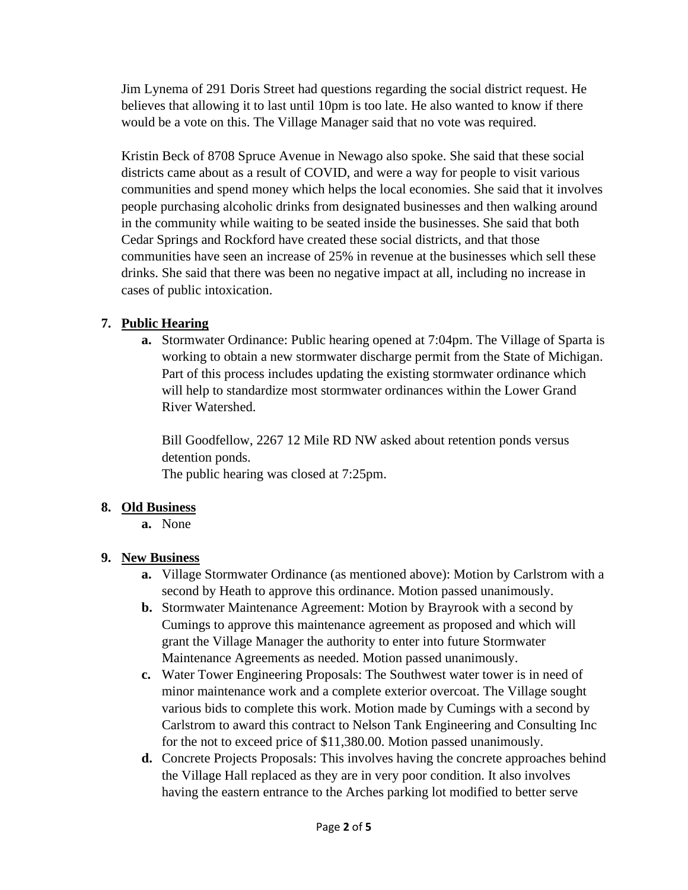Jim Lynema of 291 Doris Street had questions regarding the social district request. He believes that allowing it to last until 10pm is too late. He also wanted to know if there would be a vote on this. The Village Manager said that no vote was required.

Kristin Beck of 8708 Spruce Avenue in Newago also spoke. She said that these social districts came about as a result of COVID, and were a way for people to visit various communities and spend money which helps the local economies. She said that it involves people purchasing alcoholic drinks from designated businesses and then walking around in the community while waiting to be seated inside the businesses. She said that both Cedar Springs and Rockford have created these social districts, and that those communities have seen an increase of 25% in revenue at the businesses which sell these drinks. She said that there was been no negative impact at all, including no increase in cases of public intoxication.

7. **Public Hearing**
   a. Stormwater Ordinance: Public hearing opened at 7:04pm. The Village of Sparta is working to obtain a new stormwater discharge permit from the State of Michigan. Part of this process includes updating the existing stormwater ordinance which will help to standardize most stormwater ordinances within the Lower Grand River Watershed.

      Bill Goodfellow, 2267 12 Mile RD NW asked about retention ponds versus detention ponds.
      The public hearing was closed at 7:25pm.

8. **Old Business**
   a. None

9. **New Business**
   a. Village Stormwater Ordinance (as mentioned above): Motion by Carlstrom with a second by Heath to approve this ordinance. Motion passed unanimously.
   b. Stormwater Maintenance Agreement: Motion by Brayrook with a second by Cumings to approve this maintenance agreement as proposed and which will grant the Village Manager the authority to enter into future Stormwater Maintenance Agreements as needed. Motion passed unanimously.
   c. Water Tower Engineering Proposals: The Southwest water tower is in need of minor maintenance work and a complete exterior overcoat. The Village sought various bids to complete this work. Motion made by Cumings with a second by Carlstrom to award this contract to Nelson Tank Engineering and Consulting Inc for the not to exceed price of $11,380.00. Motion passed unanimously.
   d. Concrete Projects Proposals: This involves having the concrete approaches behind the Village Hall replaced as they are in very poor condition. It also involves having the eastern entrance to the Arches parking lot modified to better serve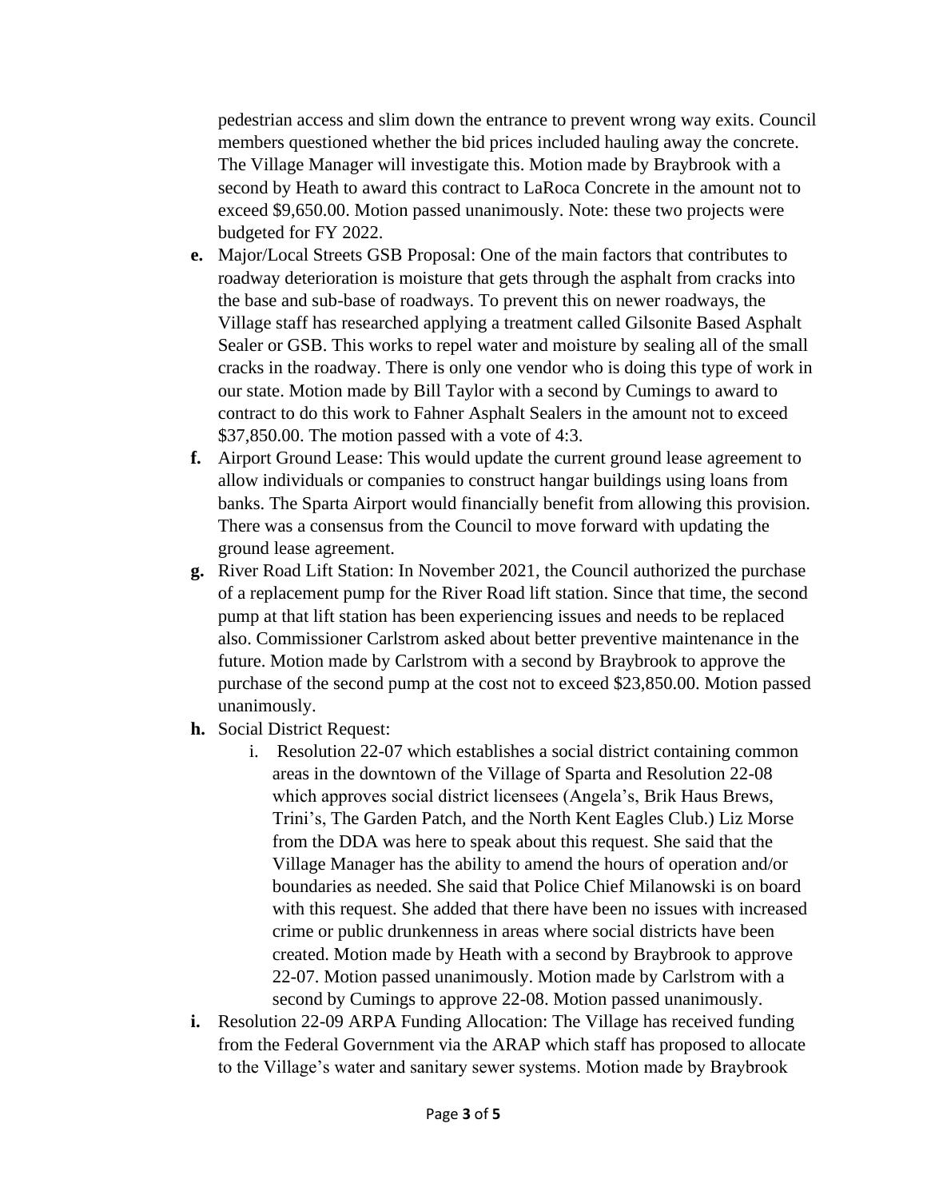pedestrian access and slim down the entrance to prevent wrong way exits. Council members questioned whether the bid prices included hauling away the concrete. The Village Manager will investigate this. Motion made by Braybrook with a second by Heath to award this contract to LaRoca Concrete in the amount not to exceed $9,650.00. Motion passed unanimously. Note: these two projects were budgeted for FY 2022.

**e.** Major/Local Streets GSB Proposal: One of the main factors that contributes to roadway deterioration is moisture that gets through the asphalt from cracks into the base and sub-base of roadways. To prevent this on newer roadways, the Village staff has researched applying a treatment called Gilsonite Based Asphalt Sealer or GSB. This works to repel water and moisture by sealing all of the small cracks in the roadway. There is only one vendor who is doing this type of work in our state. Motion made by Bill Taylor with a second by Cumings to award to contract to do this work to Fahner Asphalt Sealers in the amount not to exceed $37,850.00. The motion passed with a vote of 4:3.

**f.** Airport Ground Lease: This would update the current ground lease agreement to allow individuals or companies to construct hangar buildings using loans from banks. The Sparta Airport would financially benefit from allowing this provision. There was a consensus from the Council to move forward with updating the ground lease agreement.

**g.** River Road Lift Station: In November 2021, the Council authorized the purchase of a replacement pump for the River Road lift station. Since that time, the second pump at that lift station has been experiencing issues and needs to be replaced also. Commissioner Carlstrom asked about better preventive maintenance in the future. Motion made by Carlstrom with a second by Braybrook to approve the purchase of the second pump at the cost not to exceed $23,850.00. Motion passed unanimously.

**h.** Social District Request:

   i. Resolution 22-07 which establishes a social district containing common areas in the downtown of the Village of Sparta and Resolution 22-08 which approves social district licensees (Angela's, Brik Haus Brews, Trini's, The Garden Patch, and the North Kent Eagles Club.) Liz Morse from the DDA was here to speak about this request. She said that the Village Manager has the ability to amend the hours of operation and/or boundaries as needed. She said that Police Chief Milanowski is on board with this request. She added that there have been no issues with increased crime or public drunkenness in areas where social districts have been created. Motion made by Heath with a second by Braybrook to approve 22-07. Motion passed unanimously. Motion made by Carlstrom with a second by Cumings to approve 22-08. Motion passed unanimously.

**i.** Resolution 22-09 ARPA Funding Allocation: The Village has received funding from the Federal Government via the ARAP which staff has proposed to allocate to the Village's water and sanitary sewer systems. Motion made by Braybrook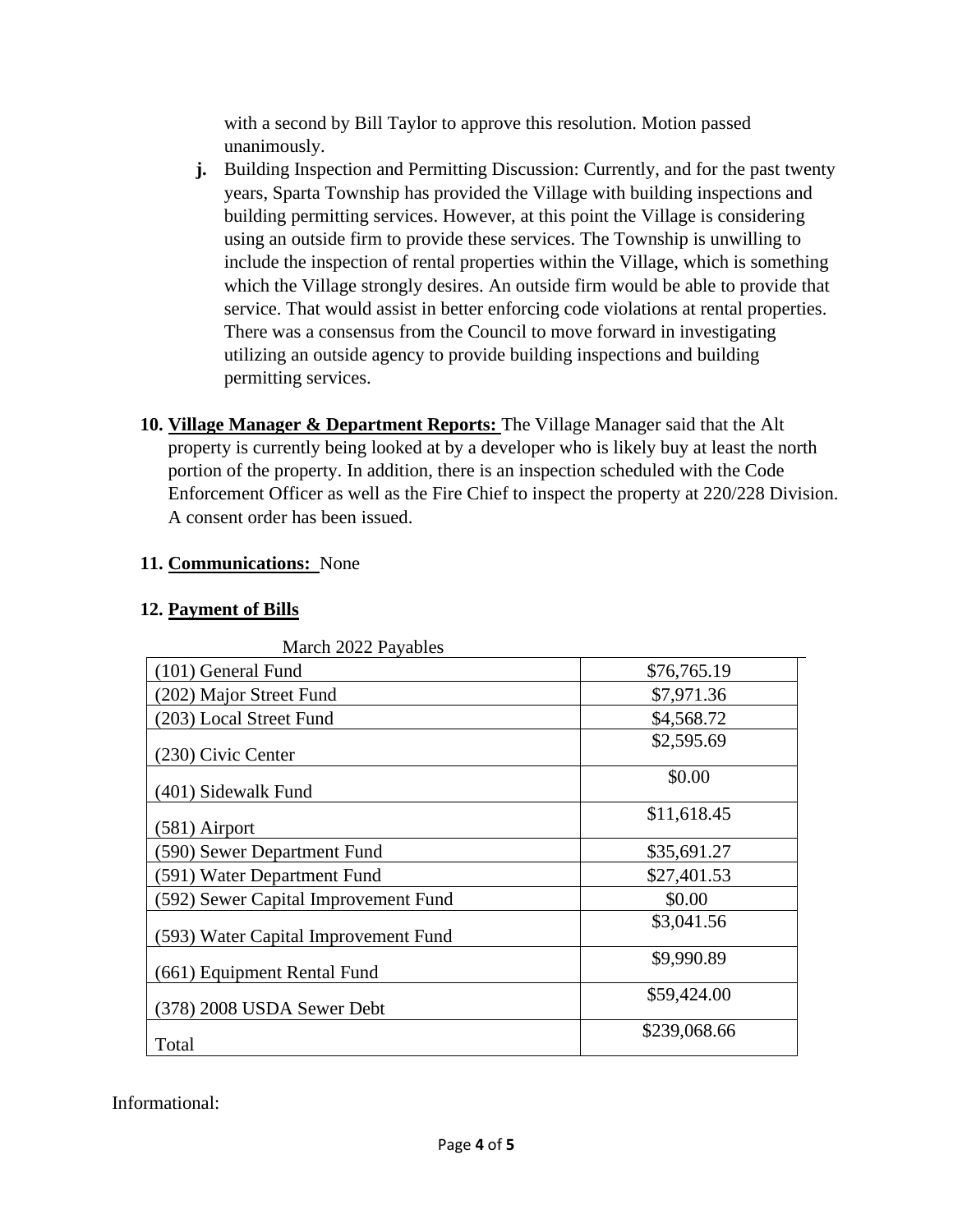with a second by Bill Taylor to approve this resolution. Motion passed unanimously.

**j.** Building Inspection and Permitting Discussion: Currently, and for the past twenty years, Sparta Township has provided the Village with building inspections and building permitting services. However, at this point the Village is considering using an outside firm to provide these services. The Township is unwilling to include the inspection of rental properties within the Village, which is something which the Village strongly desires. An outside firm would be able to provide that service. That would assist in better enforcing code violations at rental properties. There was a consensus from the Council to move forward in investigating utilizing an outside agency to provide building inspections and building permitting services.

**10. Village Manager & Department Reports:** The Village Manager said that the Alt property is currently being looked at by a developer who is likely buy at least the north portion of the property. In addition, there is an inspection scheduled with the Code Enforcement Officer as well as the Fire Chief to inspect the property at 220/228 Division. A consent order has been issued.

**11. Communications:** None

**12. Payment of Bills**

March 2022 Payables

| | |
|---|---|
| (101) General Fund | $76,765.19 |
| (202) Major Street Fund | $7,971.36 |
| (203) Local Street Fund | $4,568.72 |
| (230) Civic Center | $2,595.69 |
| (401) Sidewalk Fund | $0.00 |
| (581) Airport | $11,618.45 |
| (590) Sewer Department Fund | $35,691.27 |
| (591) Water Department Fund | $27,401.53 |
| (592) Sewer Capital Improvement Fund | $0.00 |
| (593) Water Capital Improvement Fund | $3,041.56 |
| (661) Equipment Rental Fund | $9,990.89 |
| (378) 2008 USDA Sewer Debt | $59,424.00 |
| Total | $239,068.66 |

Informational: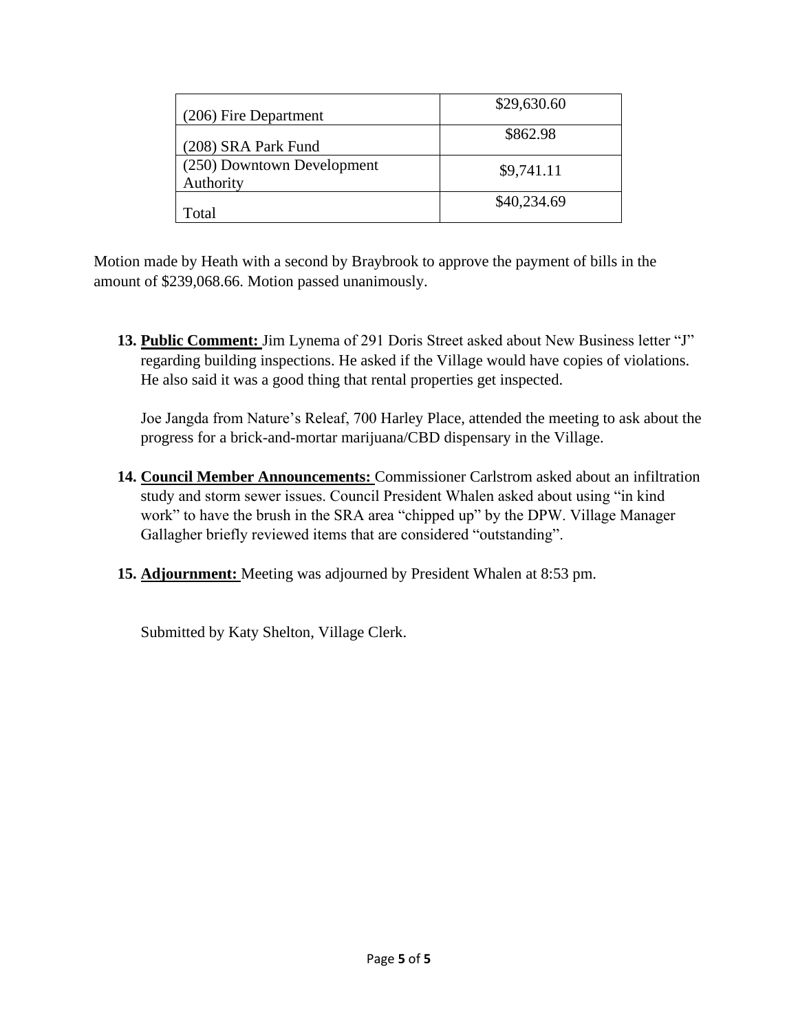| | |
|---|---|
| (206) Fire Department | $29,630.60 |
| (208) SRA Park Fund | $862.98 |
| (250) Downtown Development Authority | $9,741.11 |
| Total | $40,234.69 |

Motion made by Heath with a second by Braybrook to approve the payment of bills in the amount of $239,068.66. Motion passed unanimously.

13. **Public Comment:** Jim Lynema of 291 Doris Street asked about New Business letter "J" regarding building inspections. He asked if the Village would have copies of violations. He also said it was a good thing that rental properties get inspected.

    Joe Jangda from Nature's Releaf, 700 Harley Place, attended the meeting to ask about the progress for a brick-and-mortar marijuana/CBD dispensary in the Village.

14. **Council Member Announcements:** Commissioner Carlstrom asked about an infiltration study and storm sewer issues. Council President Whalen asked about using "in kind work" to have the brush in the SRA area "chipped up" by the DPW. Village Manager Gallagher briefly reviewed items that are considered "outstanding".

15. **Adjournment:** Meeting was adjourned by President Whalen at 8:53 pm.

Submitted by Katy Shelton, Village Clerk.